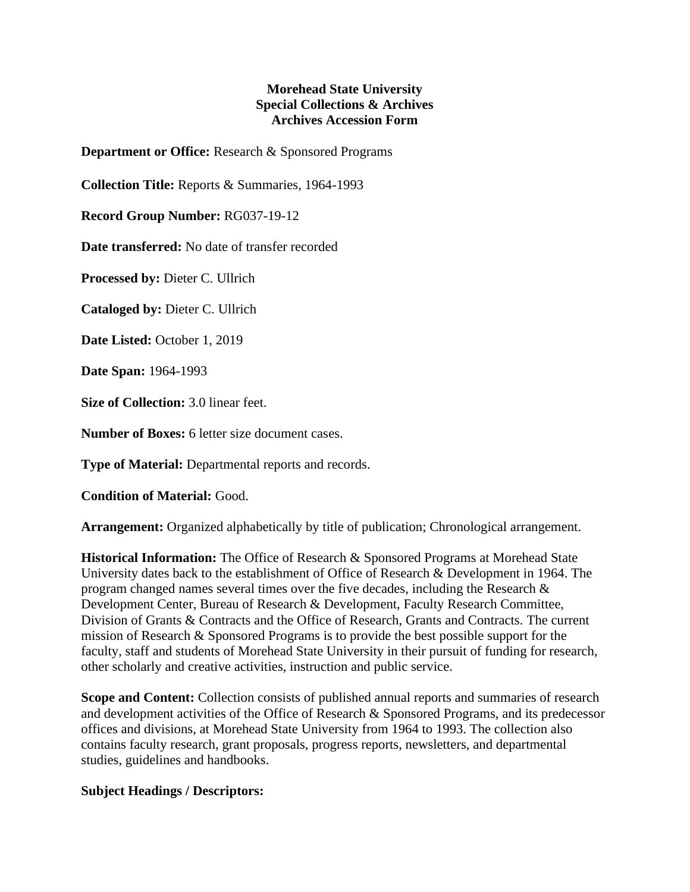**Morehead State University**
**Special Collections & Archives**
**Archives Accession Form**

**Department or Office:** Research & Sponsored Programs

**Collection Title:** Reports & Summaries, 1964-1993

**Record Group Number:** RG037-19-12

**Date transferred:** No date of transfer recorded

**Processed by:** Dieter C. Ullrich

**Cataloged by:** Dieter C. Ullrich

**Date Listed:** October 1, 2019

**Date Span:** 1964-1993

**Size of Collection:** 3.0 linear feet.

**Number of Boxes:** 6 letter size document cases.

**Type of Material:** Departmental reports and records.

**Condition of Material:** Good.

**Arrangement:** Organized alphabetically by title of publication; Chronological arrangement.

**Historical Information:** The Office of Research & Sponsored Programs at Morehead State University dates back to the establishment of Office of Research & Development in 1964. The program changed names several times over the five decades, including the Research & Development Center, Bureau of Research & Development, Faculty Research Committee, Division of Grants & Contracts and the Office of Research, Grants and Contracts. The current mission of Research & Sponsored Programs is to provide the best possible support for the faculty, staff and students of Morehead State University in their pursuit of funding for research, other scholarly and creative activities, instruction and public service.

**Scope and Content:** Collection consists of published annual reports and summaries of research and development activities of the Office of Research & Sponsored Programs, and its predecessor offices and divisions, at Morehead State University from 1964 to 1993. The collection also contains faculty research, grant proposals, progress reports, newsletters, and departmental studies, guidelines and handbooks.

**Subject Headings / Descriptors:**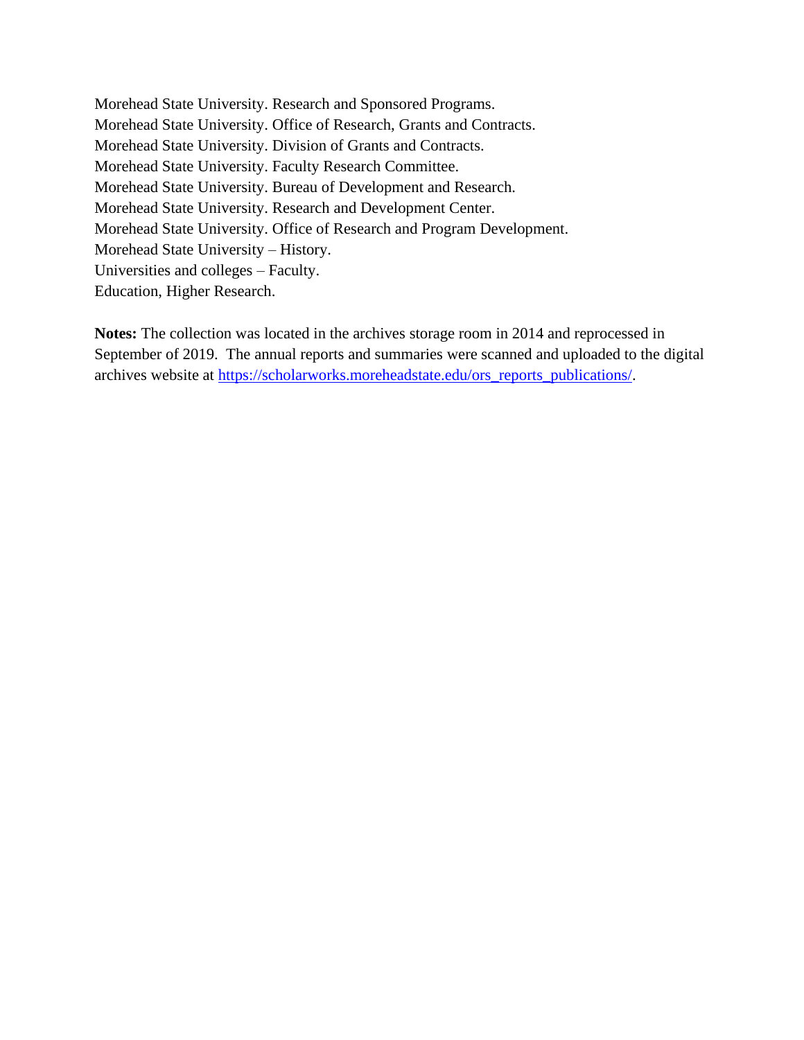Morehead State University. Research and Sponsored Programs.  
Morehead State University. Office of Research, Grants and Contracts.  
Morehead State University. Division of Grants and Contracts.  
Morehead State University. Faculty Research Committee.  
Morehead State University. Bureau of Development and Research.  
Morehead State University. Research and Development Center.  
Morehead State University. Office of Research and Program Development.  
Morehead State University – History.  
Universities and colleges – Faculty.  
Education, Higher Research.

**Notes:** The collection was located in the archives storage room in 2014 and reprocessed in September of 2019. The annual reports and summaries were scanned and uploaded to the digital archives website at [https://scholarworks.moreheadstate.edu/ors_reports_publications/](https://scholarworks.moreheadstate.edu/ors_reports_publications/).